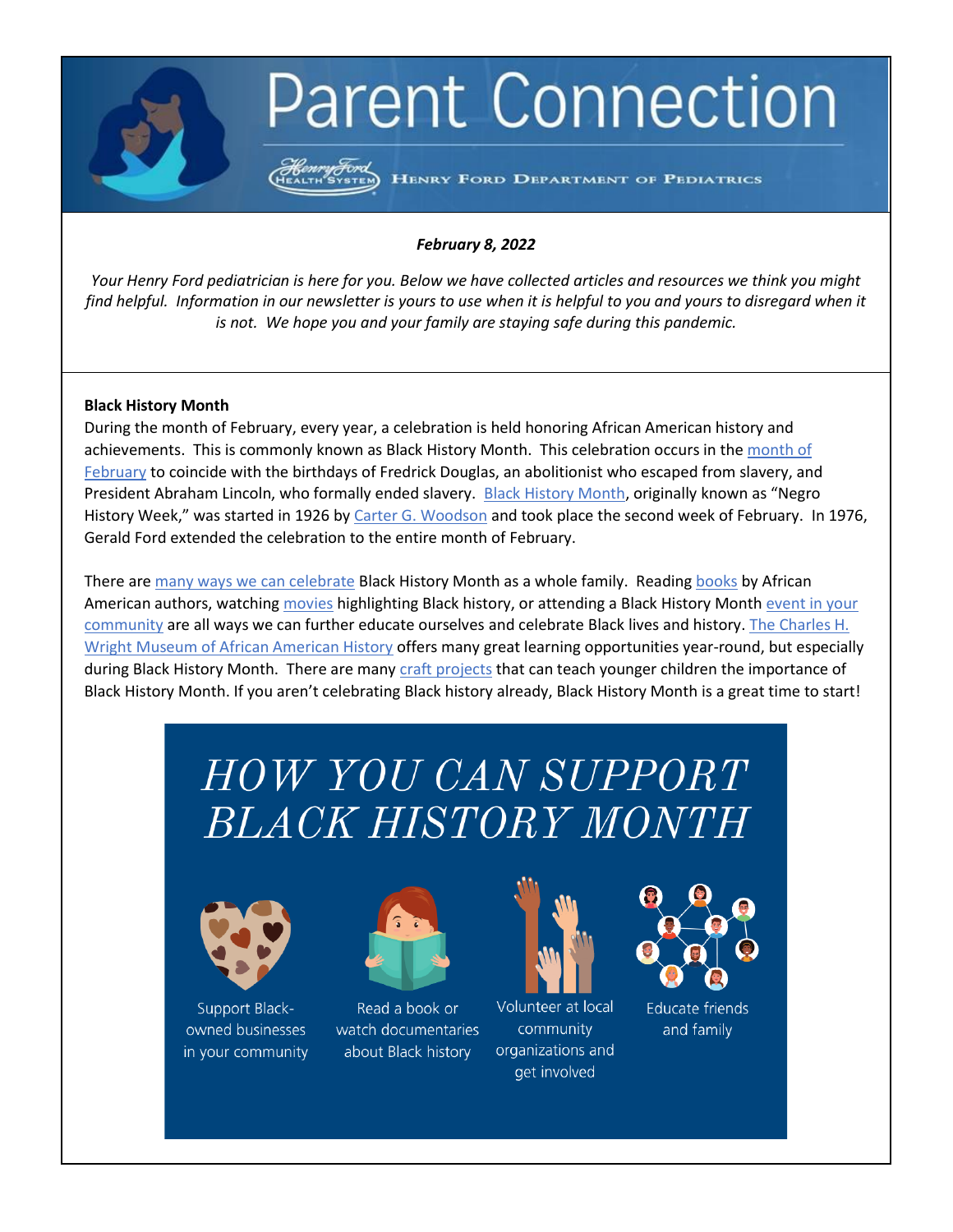# Parent Connection

HENRY FORD DEPARTMENT OF PEDIATRICS

***February 8, 2022***

*Your Henry Ford pediatrician is here for you. Below we have collected articles and resources we think you might find helpful. Information in our newsletter is yours to use when it is helpful to you and yours to disregard when it is not. We hope you and your family are staying safe during this pandemic.*

**Black History Month**

During the month of February, every year, a celebration is held honoring African American history and achievements. This is commonly known as Black History Month. This celebration occurs in the month of February to coincide with the birthdays of Fredrick Douglas, an abolitionist who escaped from slavery, and President Abraham Lincoln, who formally ended slavery. Black History Month, originally known as "Negro History Week," was started in 1926 by Carter G. Woodson and took place the second week of February. In 1976, Gerald Ford extended the celebration to the entire month of February.

There are many ways we can celebrate Black History Month as a whole family. Reading books by African American authors, watching movies highlighting Black history, or attending a Black History Month event in your community are all ways we can further educate ourselves and celebrate Black lives and history. The Charles H. Wright Museum of African American History offers many great learning opportunities year-round, but especially during Black History Month. There are many craft projects that can teach younger children the importance of Black History Month. If you aren't celebrating Black history already, Black History Month is a great time to start!

## HOW YOU CAN SUPPORT BLACK HISTORY MONTH

- Support Black-owned businesses in your community
- Read a book or watch documentaries about Black history
- Volunteer at local community organizations and get involved
- Educate friends and family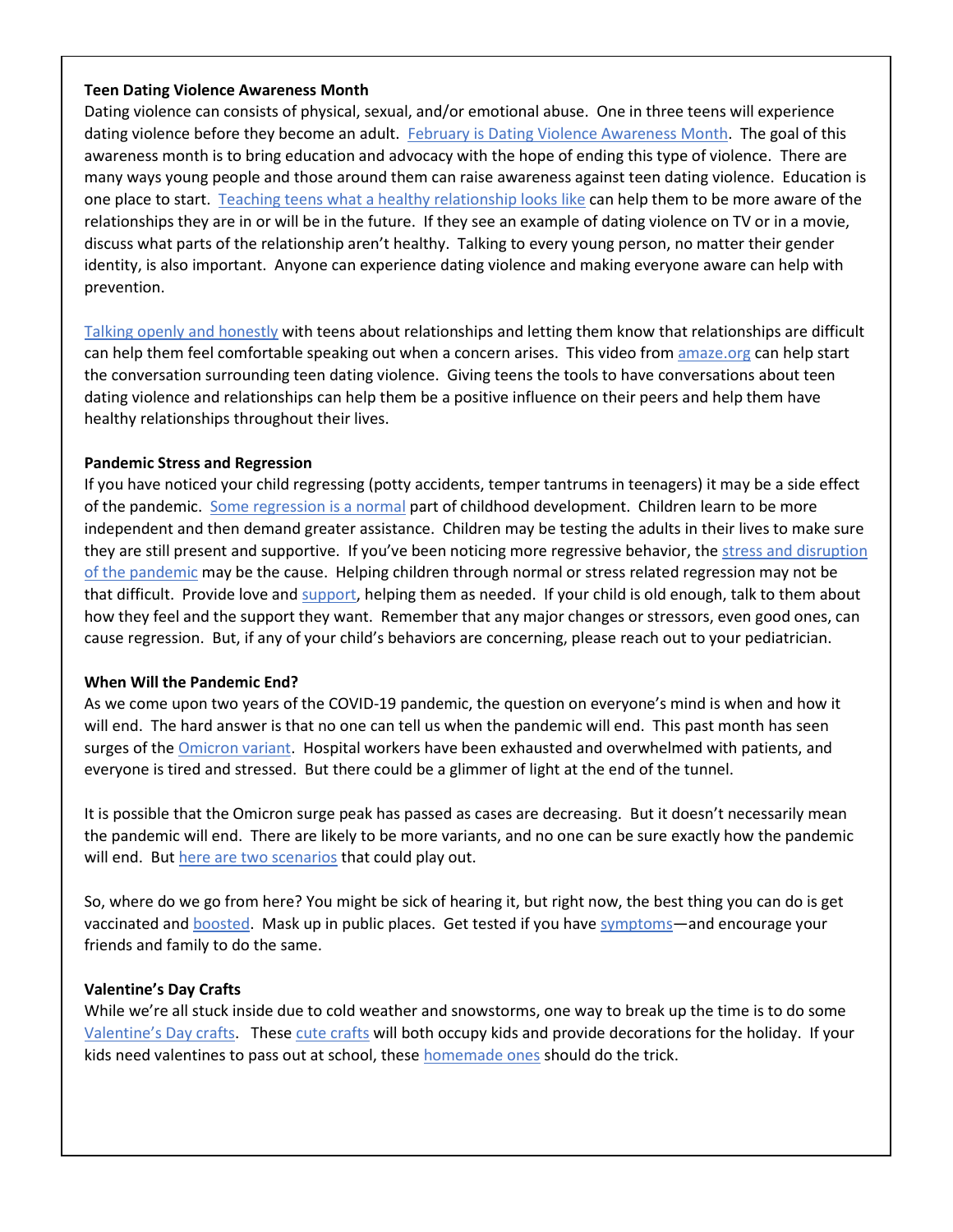**Teen Dating Violence Awareness Month**

Dating violence can consists of physical, sexual, and/or emotional abuse. One in three teens will experience dating violence before they become an adult. February is Dating Violence Awareness Month. The goal of this awareness month is to bring education and advocacy with the hope of ending this type of violence. There are many ways young people and those around them can raise awareness against teen dating violence. Education is one place to start. Teaching teens what a healthy relationship looks like can help them to be more aware of the relationships they are in or will be in the future. If they see an example of dating violence on TV or in a movie, discuss what parts of the relationship aren't healthy. Talking to every young person, no matter their gender identity, is also important. Anyone can experience dating violence and making everyone aware can help with prevention.

Talking openly and honestly with teens about relationships and letting them know that relationships are difficult can help them feel comfortable speaking out when a concern arises. This video from amaze.org can help start the conversation surrounding teen dating violence. Giving teens the tools to have conversations about teen dating violence and relationships can help them be a positive influence on their peers and help them have healthy relationships throughout their lives.

**Pandemic Stress and Regression**

If you have noticed your child regressing (potty accidents, temper tantrums in teenagers) it may be a side effect of the pandemic. Some regression is a normal part of childhood development. Children learn to be more independent and then demand greater assistance. Children may be testing the adults in their lives to make sure they are still present and supportive. If you've been noticing more regressive behavior, the stress and disruption of the pandemic may be the cause. Helping children through normal or stress related regression may not be that difficult. Provide love and support, helping them as needed. If your child is old enough, talk to them about how they feel and the support they want. Remember that any major changes or stressors, even good ones, can cause regression. But, if any of your child's behaviors are concerning, please reach out to your pediatrician.

**When Will the Pandemic End?**

As we come upon two years of the COVID-19 pandemic, the question on everyone's mind is when and how it will end. The hard answer is that no one can tell us when the pandemic will end. This past month has seen surges of the Omicron variant. Hospital workers have been exhausted and overwhelmed with patients, and everyone is tired and stressed. But there could be a glimmer of light at the end of the tunnel.

It is possible that the Omicron surge peak has passed as cases are decreasing. But it doesn't necessarily mean the pandemic will end. There are likely to be more variants, and no one can be sure exactly how the pandemic will end. But here are two scenarios that could play out.

So, where do we go from here? You might be sick of hearing it, but right now, the best thing you can do is get vaccinated and boosted. Mask up in public places. Get tested if you have symptoms—and encourage your friends and family to do the same.

**Valentine's Day Crafts**

While we're all stuck inside due to cold weather and snowstorms, one way to break up the time is to do some Valentine's Day crafts. These cute crafts will both occupy kids and provide decorations for the holiday. If your kids need valentines to pass out at school, these homemade ones should do the trick.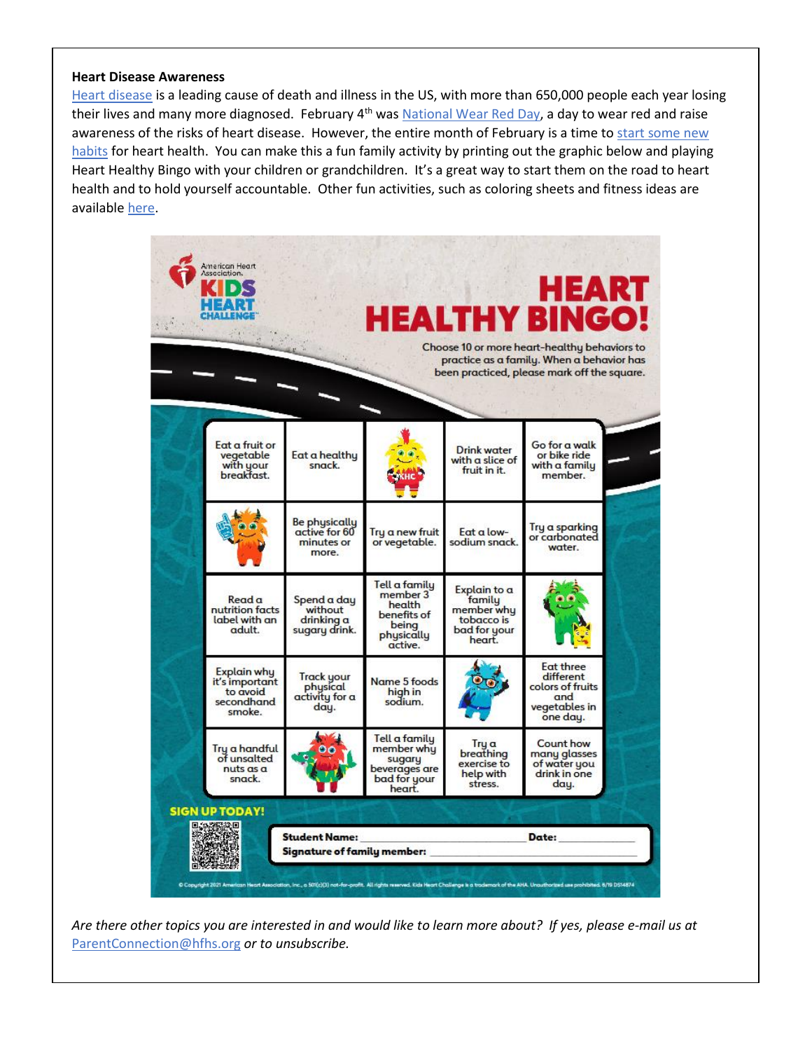**Heart Disease Awareness**

Heart disease is a leading cause of death and illness in the US, with more than 650,000 people each year losing their lives and many more diagnosed. February 4th was National Wear Red Day, a day to wear red and raise awareness of the risks of heart disease. However, the entire month of February is a time to start some new habits for heart health. You can make this a fun family activity by printing out the graphic below and playing Heart Healthy Bingo with your children or grandchildren. It's a great way to start them on the road to heart health and to hold yourself accountable. Other fun activities, such as coloring sheets and fitness ideas are available here.

American Heart Association. KIDS HEART CHALLENGE

# HEART HEALTHY BINGO!

Choose 10 or more heart-healthy behaviors to practice as a family. When a behavior has been practiced, please mark off the square.

| | | | | |
|---|---|---|---|---|
| Eat a fruit or vegetable with your breakfast. | Eat a healthy snack. | | Drink water with a slice of fruit in it. | Go for a walk or bike ride with a family member. |
| | Be physically active for 60 minutes or more. | Try a new fruit or vegetable. | Eat a low-sodium snack. | Try a sparking or carbonated water. |
| Read a nutrition facts label with an adult. | Spend a day without drinking a sugary drink. | Tell a family member 3 health benefits of being physically active. | Explain to a family member why tobacco is bad for your heart. | |
| Explain why it's important to avoid secondhand smoke. | Track your physical activity for a day. | Name 5 foods high in sodium. | | Eat three different colors of fruits and vegetables in one day. |
| Try a handful of unsalted nuts as a snack. | | Tell a family member why sugary beverages are bad for your heart. | Try a breathing exercise to help with stress. | Count how many glasses of water you drink in one day. |

**SIGN UP TODAY!**

**Student Name:** ______________________ **Date:** __________

**Signature of family member:** ______________________

© Copyright 2021 American Heart Association, Inc., a 501(c)(3) not-for-profit. All rights reserved. Kids Heart Challenge is a trademark of the AHA. Unauthorized use prohibited. 6/19 DS14874

*Are there other topics you are interested in and would like to learn more about? If yes, please e-mail us at* ParentConnection@hfhs.org *or to unsubscribe.*